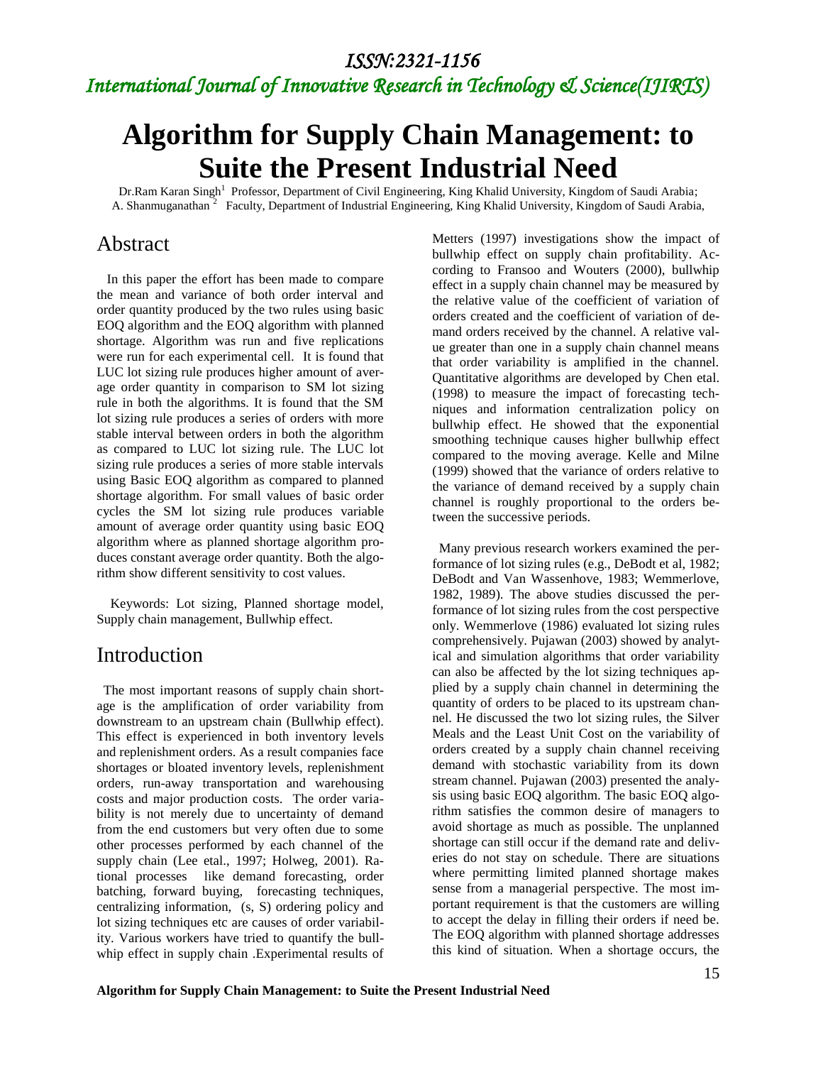# Algorithm for Supply Chain Management: to Suite the Present Industrial Need

Dr.Ram Karan Singh[1] Professor, Department of Civil Engineering, King Khalid University, Kingdom of Saudi Arabia;
A. Shanmuganathan [2] Faculty, Department of Industrial Engineering, King Khalid University, Kingdom of Saudi Arabia,

## Abstract

In this paper the effort has been made to compare the mean and variance of both order interval and order quantity produced by the two rules using basic EOQ algorithm and the EOQ algorithm with planned shortage. Algorithm was run and five replications were run for each experimental cell. It is found that LUC lot sizing rule produces higher amount of average order quantity in comparison to SM lot sizing rule in both the algorithms. It is found that the SM lot sizing rule produces a series of orders with more stable interval between orders in both the algorithm as compared to LUC lot sizing rule. The LUC lot sizing rule produces a series of more stable intervals using Basic EOQ algorithm as compared to planned shortage algorithm. For small values of basic order cycles the SM lot sizing rule produces variable amount of average order quantity using basic EOQ algorithm where as planned shortage algorithm produces constant average order quantity. Both the algorithm show different sensitivity to cost values.

Keywords: Lot sizing, Planned shortage model, Supply chain management, Bullwhip effect.

## Introduction

The most important reasons of supply chain shortage is the amplification of order variability from downstream to an upstream chain (Bullwhip effect). This effect is experienced in both inventory levels and replenishment orders. As a result companies face shortages or bloated inventory levels, replenishment orders, run-away transportation and warehousing costs and major production costs. The order variability is not merely due to uncertainty of demand from the end customers but very often due to some other processes performed by each channel of the supply chain (Lee etal., 1997; Holweg, 2001). Rational processes like demand forecasting, order batching, forward buying, forecasting techniques, centralizing information, (s, S) ordering policy and lot sizing techniques etc are causes of order variability. Various workers have tried to quantify the bullwhip effect in supply chain .Experimental results of Metters (1997) investigations show the impact of bullwhip effect on supply chain profitability. According to Fransoo and Wouters (2000), bullwhip effect in a supply chain channel may be measured by the relative value of the coefficient of variation of orders created and the coefficient of variation of demand orders received by the channel. A relative value greater than one in a supply chain channel means that order variability is amplified in the channel. Quantitative algorithms are developed by Chen etal. (1998) to measure the impact of forecasting techniques and information centralization policy on bullwhip effect. He showed that the exponential smoothing technique causes higher bullwhip effect compared to the moving average. Kelle and Milne (1999) showed that the variance of orders relative to the variance of demand received by a supply chain channel is roughly proportional to the orders between the successive periods.

Many previous research workers examined the performance of lot sizing rules (e.g., DeBodt et al, 1982; DeBodt and Van Wassenhove, 1983; Wemmerlove, 1982, 1989). The above studies discussed the performance of lot sizing rules from the cost perspective only. Wemmerlove (1986) evaluated lot sizing rules comprehensively. Pujawan (2003) showed by analytical and simulation algorithms that order variability can also be affected by the lot sizing techniques applied by a supply chain channel in determining the quantity of orders to be placed to its upstream channel. He discussed the two lot sizing rules, the Silver Meals and the Least Unit Cost on the variability of orders created by a supply chain channel receiving demand with stochastic variability from its down stream channel. Pujawan (2003) presented the analysis using basic EOQ algorithm. The basic EOQ algorithm satisfies the common desire of managers to avoid shortage as much as possible. The unplanned shortage can still occur if the demand rate and deliveries do not stay on schedule. There are situations where permitting limited planned shortage makes sense from a managerial perspective. The most important requirement is that the customers are willing to accept the delay in filling their orders if need be. The EOQ algorithm with planned shortage addresses this kind of situation. When a shortage occurs, the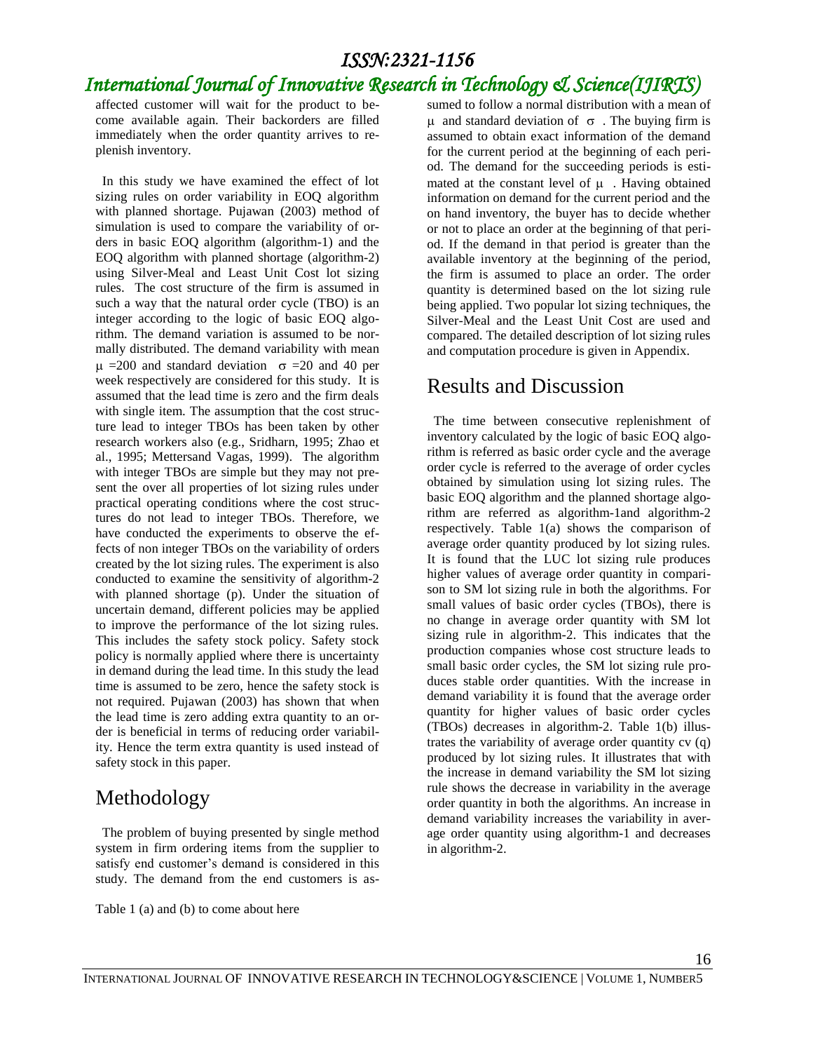affected customer will wait for the product to become available again. Their backorders are filled immediately when the order quantity arrives to replenish inventory.

In this study we have examined the effect of lot sizing rules on order variability in EOQ algorithm with planned shortage. Pujawan (2003) method of simulation is used to compare the variability of orders in basic EOQ algorithm (algorithm-1) and the EOQ algorithm with planned shortage (algorithm-2) using Silver-Meal and Least Unit Cost lot sizing rules. The cost structure of the firm is assumed in such a way that the natural order cycle (TBO) is an integer according to the logic of basic EOQ algorithm. The demand variation is assumed to be normally distributed. The demand variability with mean $\mu$ =200 and standard deviation $\sigma$ =20 and 40 per week respectively are considered for this study. It is assumed that the lead time is zero and the firm deals with single item. The assumption that the cost structure lead to integer TBOs has been taken by other research workers also (e.g., Sridharn, 1995; Zhao et al., 1995; Mettersand Vagas, 1999). The algorithm with integer TBOs are simple but they may not present the over all properties of lot sizing rules under practical operating conditions where the cost structures do not lead to integer TBOs. Therefore, we have conducted the experiments to observe the effects of non integer TBOs on the variability of orders created by the lot sizing rules. The experiment is also conducted to examine the sensitivity of algorithm-2 with planned shortage (p). Under the situation of uncertain demand, different policies may be applied to improve the performance of the lot sizing rules. This includes the safety stock policy. Safety stock policy is normally applied where there is uncertainty in demand during the lead time. In this study the lead time is assumed to be zero, hence the safety stock is not required. Pujawan (2003) has shown that when the lead time is zero adding extra quantity to an order is beneficial in terms of reducing order variability. Hence the term extra quantity is used instead of safety stock in this paper.

# Methodology

The problem of buying presented by single method system in firm ordering items from the supplier to satisfy end customer's demand is considered in this study. The demand from the end customers is assumed to follow a normal distribution with a mean of $\mu$ and standard deviation of $\sigma$ . The buying firm is assumed to obtain exact information of the demand for the current period at the beginning of each period. The demand for the succeeding periods is estimated at the constant level of $\mu$ . Having obtained information on demand for the current period and the on hand inventory, the buyer has to decide whether or not to place an order at the beginning of that period. If the demand in that period is greater than the available inventory at the beginning of the period, the firm is assumed to place an order. The order quantity is determined based on the lot sizing rule being applied. Two popular lot sizing techniques, the Silver-Meal and the Least Unit Cost are used and compared. The detailed description of lot sizing rules and computation procedure is given in Appendix.

Table 1 (a) and (b) to come about here

# Results and Discussion

The time between consecutive replenishment of inventory calculated by the logic of basic EOQ algorithm is referred as basic order cycle and the average order cycle is referred to the average of order cycles obtained by simulation using lot sizing rules. The basic EOQ algorithm and the planned shortage algorithm are referred as algorithm-1and algorithm-2 respectively. Table 1(a) shows the comparison of average order quantity produced by lot sizing rules. It is found that the LUC lot sizing rule produces higher values of average order quantity in comparison to SM lot sizing rule in both the algorithms. For small values of basic order cycles (TBOs), there is no change in average order quantity with SM lot sizing rule in algorithm-2. This indicates that the production companies whose cost structure leads to small basic order cycles, the SM lot sizing rule produces stable order quantities. With the increase in demand variability it is found that the average order quantity for higher values of basic order cycles (TBOs) decreases in algorithm-2. Table 1(b) illustrates the variability of average order quantity cv (q) produced by lot sizing rules. It illustrates that with the increase in demand variability the SM lot sizing rule shows the decrease in variability in the average order quantity in both the algorithms. An increase in demand variability increases the variability in average order quantity using algorithm-1 and decreases in algorithm-2.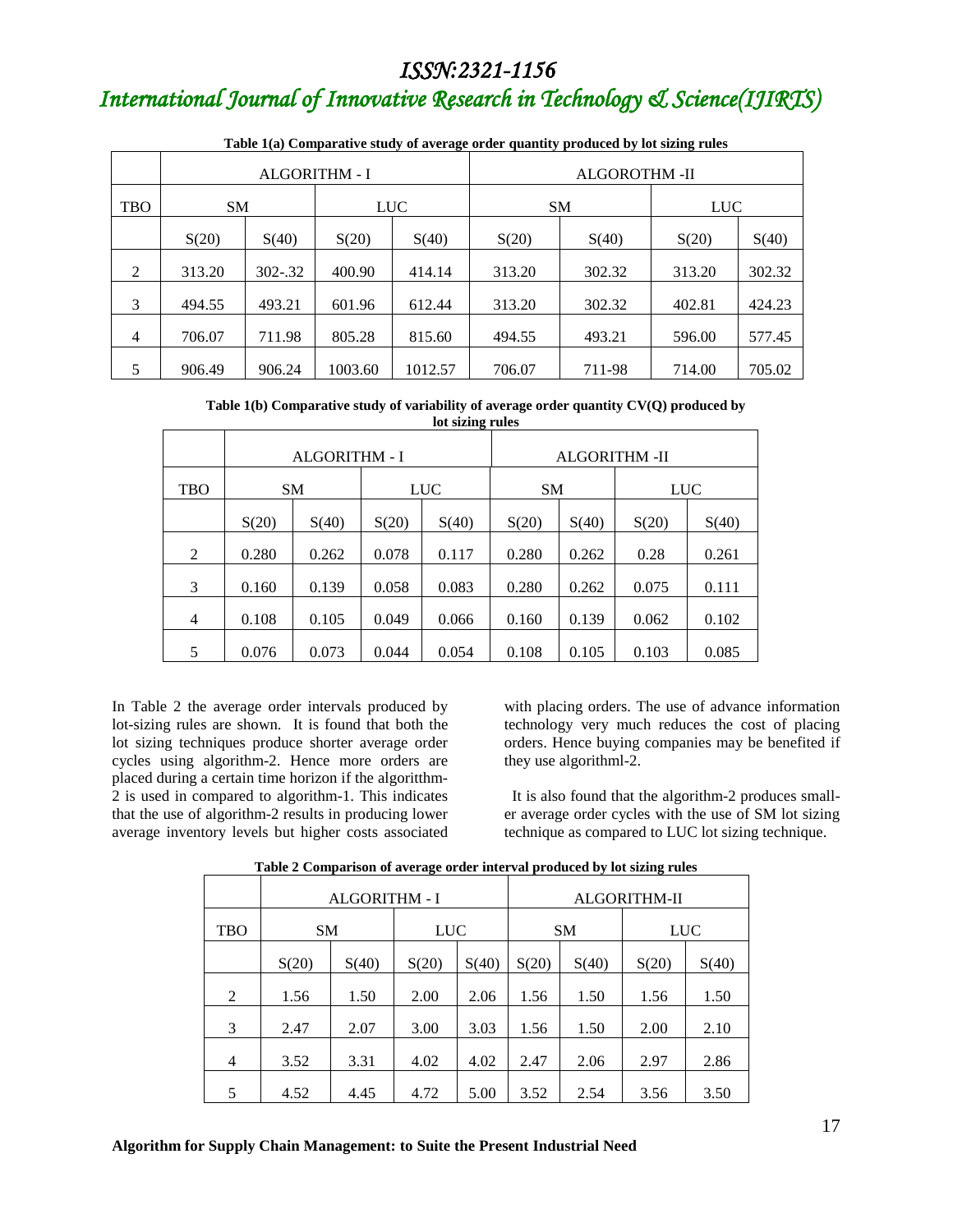**Table 1(a) Comparative study of average order quantity produced by lot sizing rules**

| | ALGORITHM - I | | | | ALGOROTHM -II | | | |
|---|---|---|---|---|---|---|---|---|
| TBO | SM | | LUC | | SM | | LUC | |
| | S(20) | S(40) | S(20) | S(40) | S(20) | S(40) | S(20) | S(40) |
| 2 | 313.20 | 302-.32 | 400.90 | 414.14 | 313.20 | 302.32 | 313.20 | 302.32 |
| 3 | 494.55 | 493.21 | 601.96 | 612.44 | 313.20 | 302.32 | 402.81 | 424.23 |
| 4 | 706.07 | 711.98 | 805.28 | 815.60 | 494.55 | 493.21 | 596.00 | 577.45 |
| 5 | 906.49 | 906.24 | 1003.60 | 1012.57 | 706.07 | 711-98 | 714.00 | 705.02 |

**Table 1(b) Comparative study of variability of average order quantity CV(Q) produced by lot sizing rules**

| | ALGORITHM - I | | | | ALGORITHM -II | | | |
|---|---|---|---|---|---|---|---|---|
| TBO | SM | | LUC | | SM | | LUC | |
| | S(20) | S(40) | S(20) | S(40) | S(20) | S(40) | S(20) | S(40) |
| 2 | 0.280 | 0.262 | 0.078 | 0.117 | 0.280 | 0.262 | 0.28 | 0.261 |
| 3 | 0.160 | 0.139 | 0.058 | 0.083 | 0.280 | 0.262 | 0.075 | 0.111 |
| 4 | 0.108 | 0.105 | 0.049 | 0.066 | 0.160 | 0.139 | 0.062 | 0.102 |
| 5 | 0.076 | 0.073 | 0.044 | 0.054 | 0.108 | 0.105 | 0.103 | 0.085 |

In Table 2 the average order intervals produced by lot-sizing rules are shown. It is found that both the lot sizing techniques produce shorter average order cycles using algorithm-2. Hence more orders are placed during a certain time horizon if the algoritthm-2 is used in compared to algorithm-1. This indicates that the use of algorithm-2 results in producing lower average inventory levels but higher costs associated with placing orders. The use of advance information technology very much reduces the cost of placing orders. Hence buying companies may be benefited if they use algorithml-2.

It is also found that the algorithm-2 produces smaller average order cycles with the use of SM lot sizing technique as compared to LUC lot sizing technique.

**Table 2 Comparison of average order interval produced by lot sizing rules**

| | ALGORITHM - I | | | | ALGORITHM-II | | | |
|---|---|---|---|---|---|---|---|---|
| TBO | SM | | LUC | | SM | | LUC | |
| | S(20) | S(40) | S(20) | S(40) | S(20) | S(40) | S(20) | S(40) |
| 2 | 1.56 | 1.50 | 2.00 | 2.06 | 1.56 | 1.50 | 1.56 | 1.50 |
| 3 | 2.47 | 2.07 | 3.00 | 3.03 | 1.56 | 1.50 | 2.00 | 2.10 |
| 4 | 3.52 | 3.31 | 4.02 | 4.02 | 2.47 | 2.06 | 2.97 | 2.86 |
| 5 | 4.52 | 4.45 | 4.72 | 5.00 | 3.52 | 2.54 | 3.56 | 3.50 |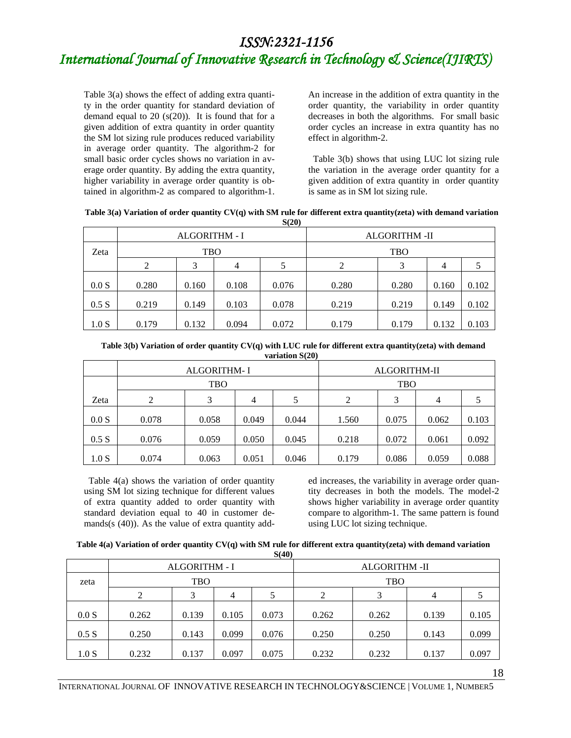Table 3(a) shows the effect of adding extra quantity in the order quantity for standard deviation of demand equal to 20 (s(20)). It is found that for a given addition of extra quantity in order quantity the SM lot sizing rule produces reduced variability in average order quantity. The algorithm-2 for small basic order cycles shows no variation in average order quantity. By adding the extra quantity, higher variability in average order quantity is obtained in algorithm-2 as compared to algorithm-1.

An increase in the addition of extra quantity in the order quantity, the variability in order quantity decreases in both the algorithms. For small basic order cycles an increase in extra quantity has no effect in algorithm-2.

Table 3(b) shows that using LUC lot sizing rule the variation in the average order quantity for a given addition of extra quantity in order quantity is same as in SM lot sizing rule.

**Table 3(a) Variation of order quantity CV(q) with SM rule for different extra quantity(zeta) with demand variation S(20)**

| | ALGORITHM - I | | | | ALGORITHM -II | | | |
|---|---|---|---|---|---|---|---|---|
| Zeta | TBO | | | | TBO | | | |
| | 2 | 3 | 4 | 5 | 2 | 3 | 4 | 5 |
| 0.0 S | 0.280 | 0.160 | 0.108 | 0.076 | 0.280 | 0.280 | 0.160 | 0.102 |
| 0.5 S | 0.219 | 0.149 | 0.103 | 0.078 | 0.219 | 0.219 | 0.149 | 0.102 |
| 1.0 S | 0.179 | 0.132 | 0.094 | 0.072 | 0.179 | 0.179 | 0.132 | 0.103 |

**Table 3(b) Variation of order quantity CV(q) with LUC rule for different extra quantity(zeta) with demand variation S(20)**

| | ALGORITHM- I | | | | ALGORITHM-II | | | |
|---|---|---|---|---|---|---|---|---|
| | TBO | | | | TBO | | | |
| Zeta | 2 | 3 | 4 | 5 | 2 | 3 | 4 | 5 |
| 0.0 S | 0.078 | 0.058 | 0.049 | 0.044 | 1.560 | 0.075 | 0.062 | 0.103 |
| 0.5 S | 0.076 | 0.059 | 0.050 | 0.045 | 0.218 | 0.072 | 0.061 | 0.092 |
| 1.0 S | 0.074 | 0.063 | 0.051 | 0.046 | 0.179 | 0.086 | 0.059 | 0.088 |

Table 4(a) shows the variation of order quantity using SM lot sizing technique for different values of extra quantity added to order quantity with standard deviation equal to 40 in customer demands(s (40)). As the value of extra quantity added increases, the variability in average order quantity decreases in both the models. The model-2 shows higher variability in average order quantity compare to algorithm-1. The same pattern is found using LUC lot sizing technique.

**Table 4(a) Variation of order quantity CV(q) with SM rule for different extra quantity(zeta) with demand variation S(40)**

| | ALGORITHM - I | | | | ALGORITHM -II | | | |
|---|---|---|---|---|---|---|---|---|
| zeta | TBO | | | | TBO | | | |
| | 2 | 3 | 4 | 5 | 2 | 3 | 4 | 5 |
| 0.0 S | 0.262 | 0.139 | 0.105 | 0.073 | 0.262 | 0.262 | 0.139 | 0.105 |
| 0.5 S | 0.250 | 0.143 | 0.099 | 0.076 | 0.250 | 0.250 | 0.143 | 0.099 |
| 1.0 S | 0.232 | 0.137 | 0.097 | 0.075 | 0.232 | 0.232 | 0.137 | 0.097 |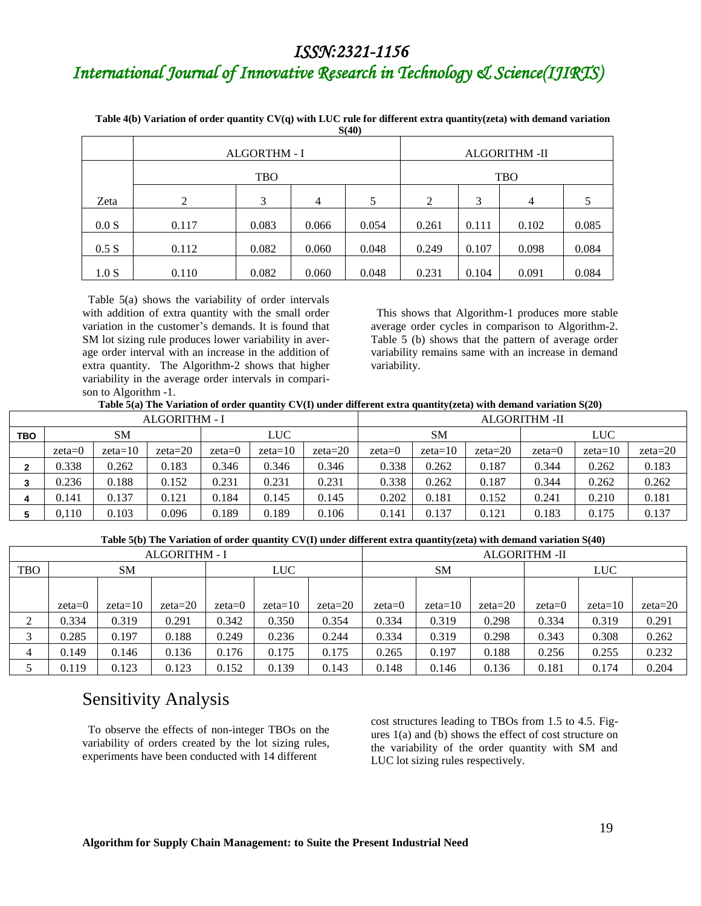**Table 4(b) Variation of order quantity CV(q) with LUC rule for different extra quantity(zeta) with demand variation S(40)**

| | ALGORTHM - I | | | | ALGORITHM -II | | | |
|---|---|---|---|---|---|---|---|---|
| | TBO | | | | TBO | | | |
| Zeta | 2 | 3 | 4 | 5 | 2 | 3 | 4 | 5 |
| 0.0 S | 0.117 | 0.083 | 0.066 | 0.054 | 0.261 | 0.111 | 0.102 | 0.085 |
| 0.5 S | 0.112 | 0.082 | 0.060 | 0.048 | 0.249 | 0.107 | 0.098 | 0.084 |
| 1.0 S | 0.110 | 0.082 | 0.060 | 0.048 | 0.231 | 0.104 | 0.091 | 0.084 |

Table 5(a) shows the variability of order intervals with addition of extra quantity with the small order variation in the customer's demands. It is found that SM lot sizing rule produces lower variability in average order interval with an increase in the addition of extra quantity. The Algorithm-2 shows that higher variability in the average order intervals in comparison to Algorithm -1.

This shows that Algorithm-1 produces more stable average order cycles in comparison to Algorithm-2. Table 5 (b) shows that the pattern of average order variability remains same with an increase in demand variability.

**Table 5(a) The Variation of order quantity CV(I) under different extra quantity(zeta) with demand variation S(20)**

| | ALGORITHM - I | | | | | | ALGORITHM -II | | | | | |
|---|---|---|---|---|---|---|---|---|---|---|---|---|
| **TBO** | SM | | | LUC | | | SM | | | LUC | | |
| | zeta=0 | zeta=10 | zeta=20 | zeta=0 | zeta=10 | zeta=20 | zeta=0 | zeta=10 | zeta=20 | zeta=0 | zeta=10 | zeta=20 |
| **2** | 0.338 | 0.262 | 0.183 | 0.346 | 0.346 | 0.346 | 0.338 | 0.262 | 0.187 | 0.344 | 0.262 | 0.183 |
| **3** | 0.236 | 0.188 | 0.152 | 0.231 | 0.231 | 0.231 | 0.338 | 0.262 | 0.187 | 0.344 | 0.262 | 0.262 |
| **4** | 0.141 | 0.137 | 0.121 | 0.184 | 0.145 | 0.145 | 0.202 | 0.181 | 0.152 | 0.241 | 0.210 | 0.181 |
| **5** | 0,110 | 0.103 | 0.096 | 0.189 | 0.189 | 0.106 | 0.141 | 0.137 | 0.121 | 0.183 | 0.175 | 0.137 |

**Table 5(b) The Variation of order quantity CV(I) under different extra quantity(zeta) with demand variation S(40)**

| | ALGORITHM - I | | | | | | ALGORITHM -II | | | | | |
|---|---|---|---|---|---|---|---|---|---|---|---|---|
| TBO | SM | | | LUC | | | SM | | | LUC | | |
| | zeta=0 | zeta=10 | zeta=20 | zeta=0 | zeta=10 | zeta=20 | zeta=0 | zeta=10 | zeta=20 | zeta=0 | zeta=10 | zeta=20 |
| 2 | 0.334 | 0.319 | 0.291 | 0.342 | 0.350 | 0.354 | 0.334 | 0.319 | 0.298 | 0.334 | 0.319 | 0.291 |
| 3 | 0.285 | 0.197 | 0.188 | 0.249 | 0.236 | 0.244 | 0.334 | 0.319 | 0.298 | 0.343 | 0.308 | 0.262 |
| 4 | 0.149 | 0.146 | 0.136 | 0.176 | 0.175 | 0.175 | 0.265 | 0.197 | 0.188 | 0.256 | 0.255 | 0.232 |
| 5 | 0.119 | 0.123 | 0.123 | 0.152 | 0.139 | 0.143 | 0.148 | 0.146 | 0.136 | 0.181 | 0.174 | 0.204 |

## Sensitivity Analysis

To observe the effects of non-integer TBOs on the variability of orders created by the lot sizing rules, experiments have been conducted with 14 different cost structures leading to TBOs from 1.5 to 4.5. Figures 1(a) and (b) shows the effect of cost structure on the variability of the order quantity with SM and LUC lot sizing rules respectively.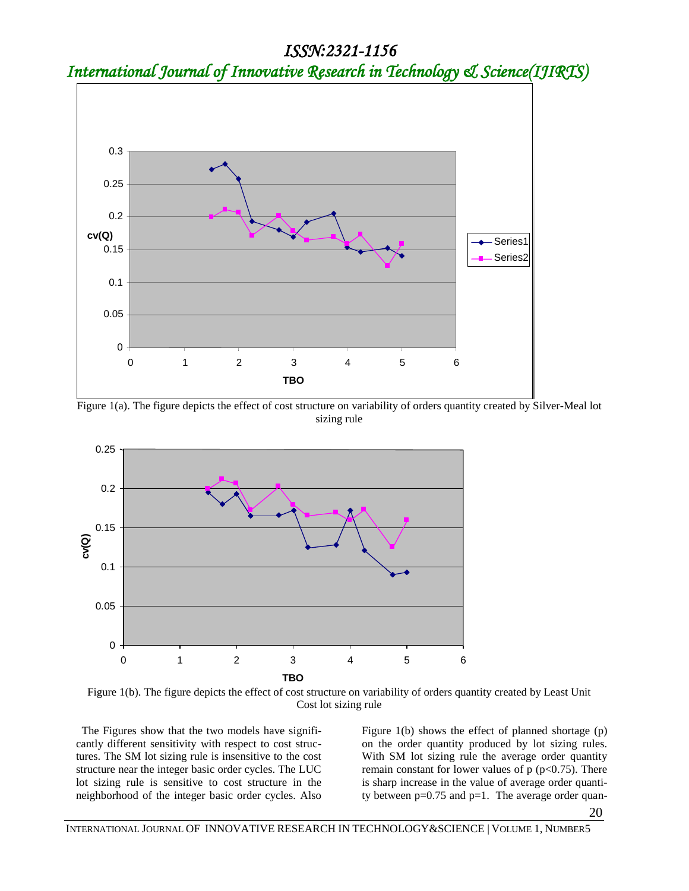Figure 1(a). The figure depicts the effect of cost structure on variability of orders quantity created by Silver-Meal lot sizing rule

Figure 1(b). The figure depicts the effect of cost structure on variability of orders quantity created by Least Unit Cost lot sizing rule

The Figures show that the two models have significantly different sensitivity with respect to cost structures. The SM lot sizing rule is insensitive to the cost structure near the integer basic order cycles. The LUC lot sizing rule is sensitive to cost structure in the neighborhood of the integer basic order cycles. Also Figure 1(b) shows the effect of planned shortage (p) on the order quantity produced by lot sizing rules. With SM lot sizing rule the average order quantity remain constant for lower values of p ($p<0.75$). There is sharp increase in the value of average order quantity between $p=0.75$ and $p=1$. The average order quan-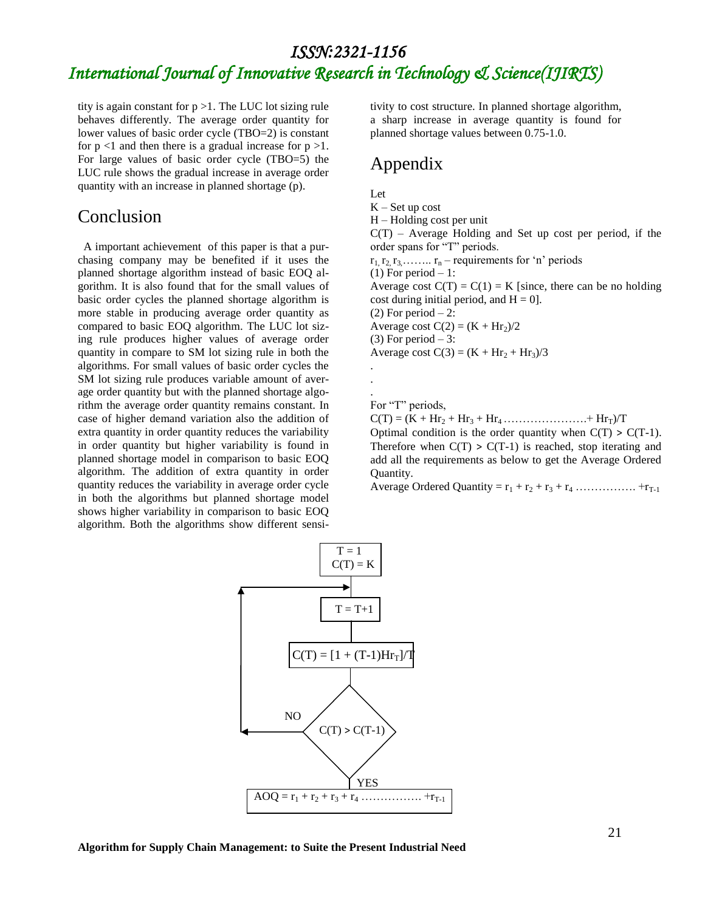tity is again constant for $p > 1$. The LUC lot sizing rule behaves differently. The average order quantity for lower values of basic order cycle (TBO=2) is constant for $p < 1$ and then there is a gradual increase for $p > 1$. For large values of basic order cycle (TBO=5) the LUC rule shows the gradual increase in average order quantity with an increase in planned shortage (p).

## Conclusion

A important achievement of this paper is that a purchasing company may be benefited if it uses the planned shortage algorithm instead of basic EOQ algorithm. It is also found that for the small values of basic order cycles the planned shortage algorithm is more stable in producing average order quantity as compared to basic EOQ algorithm. The LUC lot sizing rule produces higher values of average order quantity in compare to SM lot sizing rule in both the algorithms. For small values of basic order cycles the SM lot sizing rule produces variable amount of average order quantity but with the planned shortage algorithm the average order quantity remains constant. In case of higher demand variation also the addition of extra quantity in order quantity reduces the variability in order quantity but higher variability is found in planned shortage model in comparison to basic EOQ algorithm. The addition of extra quantity in order quantity reduces the variability in average order cycle in both the algorithms but planned shortage model shows higher variability in comparison to basic EOQ algorithm. Both the algorithms show different sensitivity to cost structure. In planned shortage algorithm, a sharp increase in average quantity is found for planned shortage values between 0.75-1.0.

## Appendix

Let

K – Set up cost

H – Holding cost per unit

C(T) – Average Holding and Set up cost per period, if the order spans for "T" periods.

$r_1, r_2, r_3, \ldots\ldots r_n$ – requirements for 'n' periods

(1) For period – 1:

Average cost $C(T) = C(1) = K$ [since, there can be no holding cost during initial period, and $H = 0$].

(2) For period – 2:

Average cost $C(2) = (K + Hr_2)/2$

(3) For period – 3:

Average cost $C(3) = (K + Hr_2 + Hr_3)/3$

.

.

.

For "T" periods,

$C(T) = (K + Hr_2 + Hr_3 + Hr_4 \ldots\ldots\ldots\ldots\ldots\ldots + Hr_T)/T$

Optimal condition is the order quantity when $C(T) > C(T\text{-}1)$. Therefore when $C(T) > C(T\text{-}1)$ is reached, stop iterating and add all the requirements as below to get the Average Ordered Quantity.

Average Ordered Quantity $= r_1 + r_2 + r_3 + r_4 \ldots\ldots\ldots\ldots\ldots + r_{T-1}$

T = 1, C(T) = K

T = T+1

$C(T) = [1 + (T-1)Hr_T]/T$

C(T) > C(T-1) — NO (return to T = T+1) / YES

$AOQ = r_1 + r_2 + r_3 + r_4 \ldots\ldots\ldots\ldots\ldots + r_{T-1}$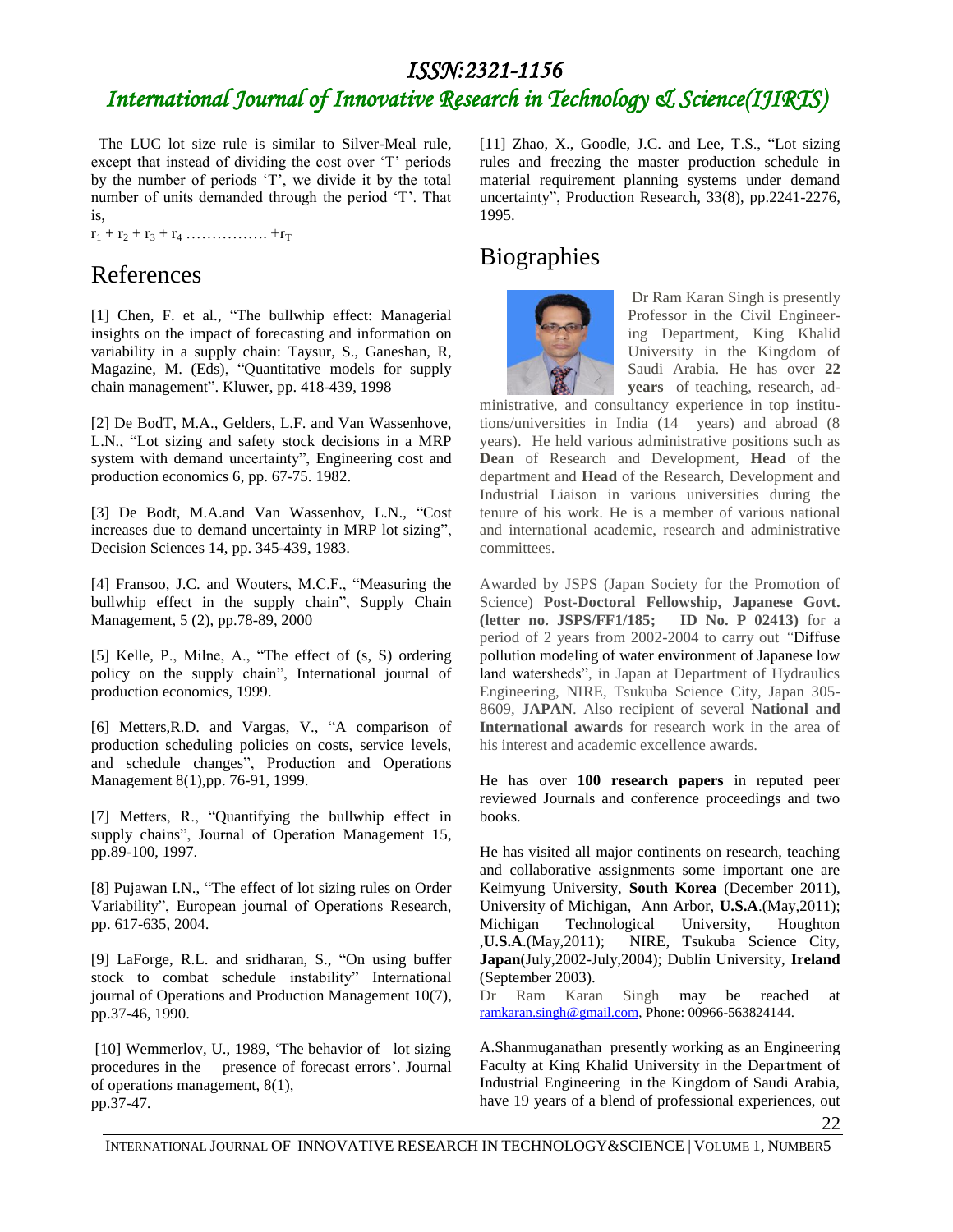The LUC lot size rule is similar to Silver-Meal rule, except that instead of dividing the cost over 'T' periods by the number of periods 'T', we divide it by the total number of units demanded through the period 'T'. That is,

$r_1 + r_2 + r_3 + r_4 \ldots\ldots\ldots\ldots\ldots + r_T$

# References

[1] Chen, F. et al., "The bullwhip effect: Managerial insights on the impact of forecasting and information on variability in a supply chain: Taysur, S., Ganeshan, R, Magazine, M. (Eds), "Quantitative models for supply chain management". Kluwer, pp. 418-439, 1998

[2] De BodT, M.A., Gelders, L.F. and Van Wassenhove, L.N., "Lot sizing and safety stock decisions in a MRP system with demand uncertainty", Engineering cost and production economics 6, pp. 67-75. 1982.

[3] De Bodt, M.A.and Van Wassenhov, L.N., "Cost increases due to demand uncertainty in MRP lot sizing", Decision Sciences 14, pp. 345-439, 1983.

[4] Fransoo, J.C. and Wouters, M.C.F., "Measuring the bullwhip effect in the supply chain", Supply Chain Management, 5 (2), pp.78-89, 2000

[5] Kelle, P., Milne, A., "The effect of (s, S) ordering policy on the supply chain", International journal of production economics, 1999.

[6] Metters,R.D. and Vargas, V., "A comparison of production scheduling policies on costs, service levels, and schedule changes", Production and Operations Management 8(1),pp. 76-91, 1999.

[7] Metters, R., "Quantifying the bullwhip effect in supply chains", Journal of Operation Management 15, pp.89-100, 1997.

[8] Pujawan I.N., "The effect of lot sizing rules on Order Variability", European journal of Operations Research, pp. 617-635, 2004.

[9] LaForge, R.L. and sridharan, S., "On using buffer stock to combat schedule instability" International journal of Operations and Production Management 10(7), pp.37-46, 1990.

[10] Wemmerlov, U., 1989, 'The behavior of lot sizing procedures in the presence of forecast errors'. Journal of operations management, 8(1), pp.37-47.

[11] Zhao, X., Goodle, J.C. and Lee, T.S., "Lot sizing rules and freezing the master production schedule in material requirement planning systems under demand uncertainty", Production Research, 33(8), pp.2241-2276, 1995.

# Biographies

Dr Ram Karan Singh is presently Professor in the Civil Engineering Department, King Khalid University in the Kingdom of Saudi Arabia. He has over **22 years** of teaching, research, administrative, and consultancy experience in top institutions/universities in India (14 years) and abroad (8 years). He held various administrative positions such as **Dean** of Research and Development, **Head** of the department and **Head** of the Research, Development and Industrial Liaison in various universities during the tenure of his work. He is a member of various national and international academic, research and administrative committees.

Awarded by JSPS (Japan Society for the Promotion of Science) **Post-Doctoral Fellowship, Japanese Govt. (letter no. JSPS/FF1/185; ID No. P 02413)** for a period of 2 years from 2002-2004 to carry out "Diffuse pollution modeling of water environment of Japanese low land watersheds", in Japan at Department of Hydraulics Engineering, NIRE, Tsukuba Science City, Japan 305-8609, **JAPAN**. Also recipient of several **National and International awards** for research work in the area of his interest and academic excellence awards.

He has over **100 research papers** in reputed peer reviewed Journals and conference proceedings and two books.

He has visited all major continents on research, teaching and collaborative assignments some important one are Keimyung University, **South Korea** (December 2011), University of Michigan, Ann Arbor, **U.S.A**.(May,2011); Michigan Technological University, Houghton ,**U.S.A**.(May,2011); NIRE, Tsukuba Science City, **Japan**(July,2002-July,2004); Dublin University, **Ireland** (September 2003).
Dr Ram Karan Singh may be reached at ramkaran.singh@gmail.com, Phone: 00966-563824144.

A.Shanmuganathan presently working as an Engineering Faculty at King Khalid University in the Department of Industrial Engineering in the Kingdom of Saudi Arabia, have 19 years of a blend of professional experiences, out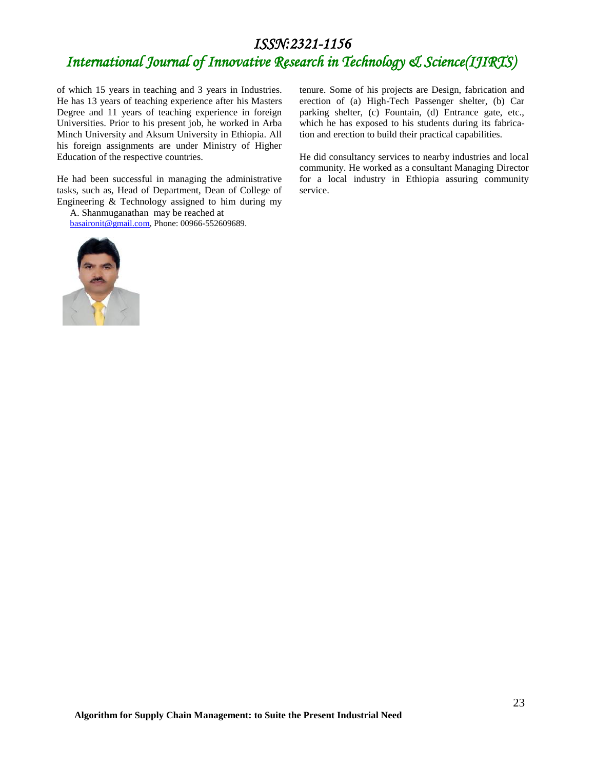of which 15 years in teaching and 3 years in Industries. He has 13 years of teaching experience after his Masters Degree and 11 years of teaching experience in foreign Universities. Prior to his present job, he worked in Arba Minch University and Aksum University in Ethiopia. All his foreign assignments are under Ministry of Higher Education of the respective countries.

He had been successful in managing the administrative tasks, such as, Head of Department, Dean of College of Engineering & Technology assigned to him during my tenure. Some of his projects are Design, fabrication and erection of (a) High-Tech Passenger shelter, (b) Car parking shelter, (c) Fountain, (d) Entrance gate, etc., which he has exposed to his students during its fabrication and erection to build their practical capabilities.

He did consultancy services to nearby industries and local community. He worked as a consultant Managing Director for a local industry in Ethiopia assuring community service.

A. Shanmuganathan may be reached at basaironit@gmail.com, Phone: 00966-552609689.